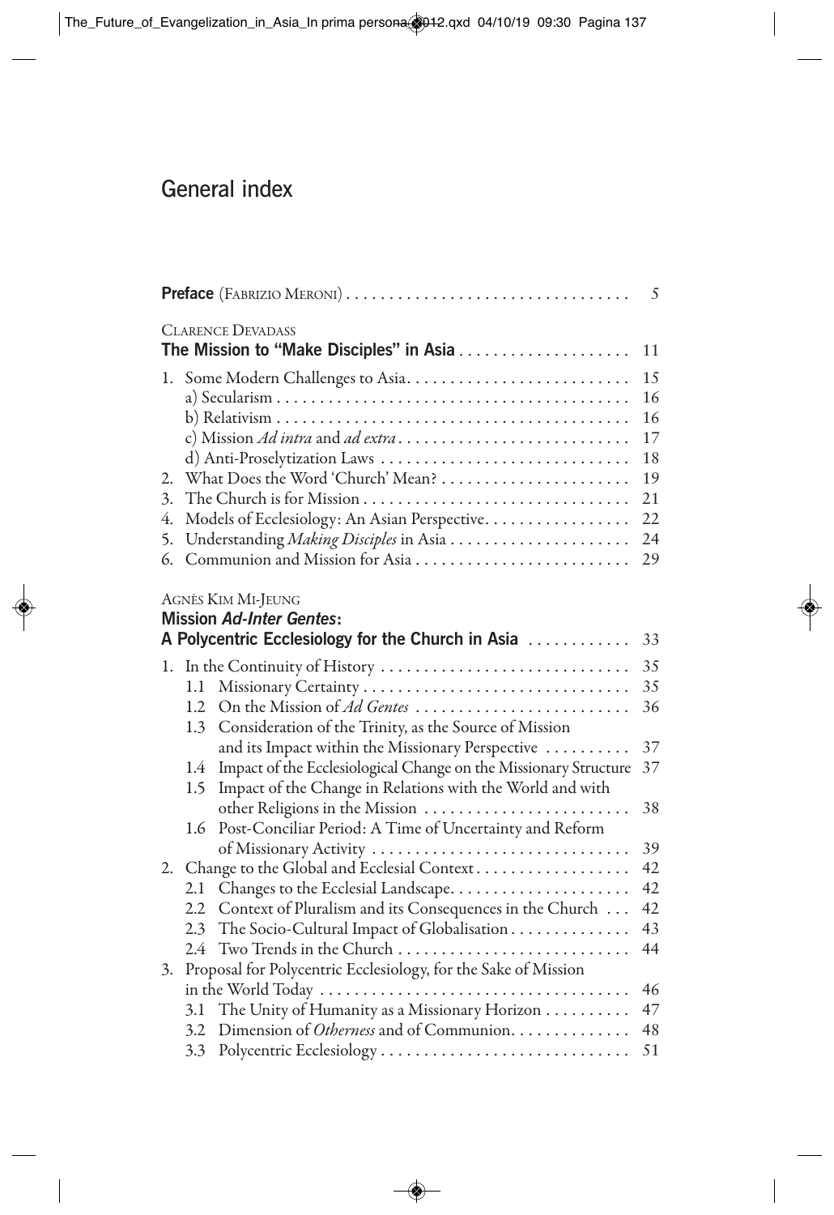# General index

**Preface** (Fabrizio Meroni) ... 5

Clarence Devadass
**The Mission to "Make Disciples" in Asia** ... 11

1. Some Modern Challenges to Asia ... 15
   a) Secularism ... 16
   b) Relativism ... 16
   c) Mission *Ad intra* and *ad extra* ... 17
   d) Anti-Proselytization Laws ... 18
2. What Does the Word 'Church' Mean? ... 19
3. The Church is for Mission ... 21
4. Models of Ecclesiology: An Asian Perspective ... 22
5. Understanding *Making Disciples* in Asia ... 24
6. Communion and Mission for Asia ... 29

Agnès Kim Mi-Jeung
**Mission *Ad-Inter Gentes*: A Polycentric Ecclesiology for the Church in Asia** ... 33

1. In the Continuity of History ... 35
   1.1 Missionary Certainty ... 35
   1.2 On the Mission of *Ad Gentes* ... 36
   1.3 Consideration of the Trinity, as the Source of Mission and its Impact within the Missionary Perspective ... 37
   1.4 Impact of the Ecclesiological Change on the Missionary Structure 37
   1.5 Impact of the Change in Relations with the World and with other Religions in the Mission ... 38
   1.6 Post-Conciliar Period: A Time of Uncertainty and Reform of Missionary Activity ... 39
2. Change to the Global and Ecclesial Context ... 42
   2.1 Changes to the Ecclesial Landscape ... 42
   2.2 Context of Pluralism and its Consequences in the Church ... 42
   2.3 The Socio-Cultural Impact of Globalisation ... 43
   2.4 Two Trends in the Church ... 44
3. Proposal for Polycentric Ecclesiology, for the Sake of Mission in the World Today ... 46
   3.1 The Unity of Humanity as a Missionary Horizon ... 47
   3.2 Dimension of *Otherness* and of Communion ... 48
   3.3 Polycentric Ecclesiology ... 51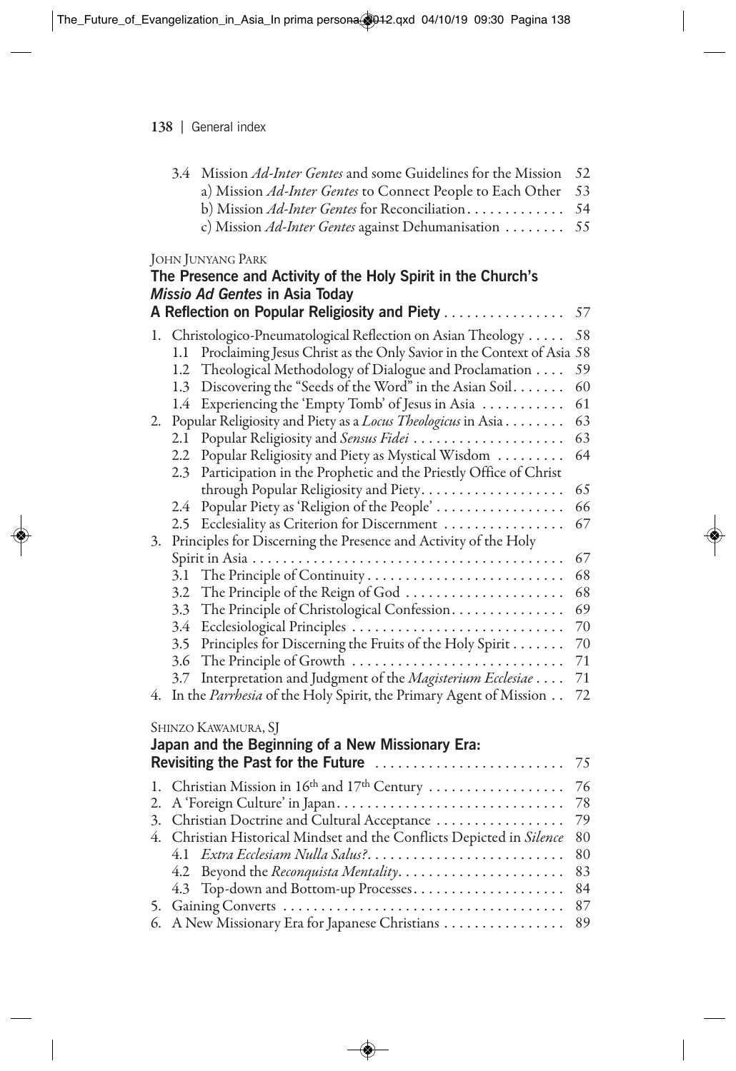3.4 Mission *Ad-Inter Gentes* and some Guidelines for the Mission 52
a) Mission *Ad-Inter Gentes* to Connect People to Each Other 53
b) Mission *Ad-Inter Gentes* for Reconciliation . . . . . . . . . . . . . 54
c) Mission *Ad-Inter Gentes* against Dehumanisation . . . . . . . . 55

JOHN JUNYANG PARK

**The Presence and Activity of the Holy Spirit in the Church's *Missio Ad Gentes* in Asia Today**
**A Reflection on Popular Religiosity and Piety . . . . . . . . . . . . . . . . 57**

1. Christologico-Pneumatological Reflection on Asian Theology . . . . . 58
   1.1 Proclaiming Jesus Christ as the Only Savior in the Context of Asia 58
   1.2 Theological Methodology of Dialogue and Proclamation . . . . 59
   1.3 Discovering the "Seeds of the Word" in the Asian Soil . . . . . . . 60
   1.4 Experiencing the 'Empty Tomb' of Jesus in Asia . . . . . . . . . . . 61
2. Popular Religiosity and Piety as a *Locus Theologicus* in Asia . . . . . . . . 63
   2.1 Popular Religiosity and *Sensus Fidei* . . . . . . . . . . . . . . . . . . . . 63
   2.2 Popular Religiosity and Piety as Mystical Wisdom . . . . . . . . . 64
   2.3 Participation in the Prophetic and the Priestly Office of Christ through Popular Religiosity and Piety . . . . . . . . . . . . . . . . . . . 65
   2.4 Popular Piety as 'Religion of the People' . . . . . . . . . . . . . . . . . 66
   2.5 Ecclesiality as Criterion for Discernment . . . . . . . . . . . . . . . . 67
3. Principles for Discerning the Presence and Activity of the Holy Spirit in Asia . . . . . . . . . . . . . . . . . . . . . . . . . . . . . . . . . . . . . . . . . 67
   3.1 The Principle of Continuity . . . . . . . . . . . . . . . . . . . . . . . . . . 68
   3.2 The Principle of the Reign of God . . . . . . . . . . . . . . . . . . . . . 68
   3.3 The Principle of Christological Confession . . . . . . . . . . . . . . . 69
   3.4 Ecclesiological Principles . . . . . . . . . . . . . . . . . . . . . . . . . . . . 70
   3.5 Principles for Discerning the Fruits of the Holy Spirit . . . . . . . 70
   3.6 The Principle of Growth . . . . . . . . . . . . . . . . . . . . . . . . . . . . 71
   3.7 Interpretation and Judgment of the *Magisterium Ecclesiae* . . . . 71
4. In the *Parrhesia* of the Holy Spirit, the Primary Agent of Mission . . 72

SHINZO KAWAMURA, SJ

**Japan and the Beginning of a New Missionary Era:**
**Revisiting the Past for the Future . . . . . . . . . . . . . . . . . . . . . . . . . 75**

1. Christian Mission in 16th and 17th Century . . . . . . . . . . . . . . . . . . 76
2. A 'Foreign Culture' in Japan . . . . . . . . . . . . . . . . . . . . . . . . . . . . . 78
3. Christian Doctrine and Cultural Acceptance . . . . . . . . . . . . . . . . . 79
4. Christian Historical Mindset and the Conflicts Depicted in *Silence* 80
   4.1 *Extra Ecclesiam Nulla Salus?* . . . . . . . . . . . . . . . . . . . . . . . . . . 80
   4.2 Beyond the *Reconquista Mentality* . . . . . . . . . . . . . . . . . . . . . . 83
   4.3 Top-down and Bottom-up Processes . . . . . . . . . . . . . . . . . . . . 84
5. Gaining Converts . . . . . . . . . . . . . . . . . . . . . . . . . . . . . . . . . . . . . 87
6. A New Missionary Era for Japanese Christians . . . . . . . . . . . . . . . . 89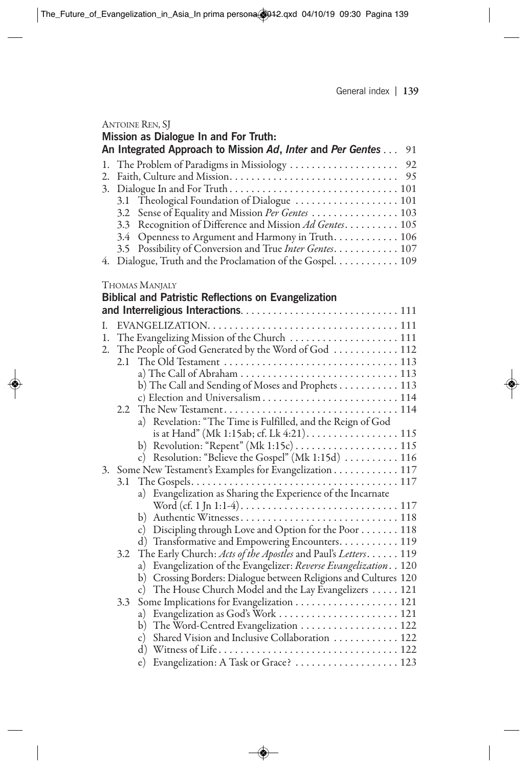Antoine Ren, SJ

**Mission as Dialogue In and For Truth: An Integrated Approach to Mission *Ad*, *Inter* and *Per Gentes*** . . . 91

1. The Problem of Paradigms in Missiology . . . 92
2. Faith, Culture and Mission. . . . 95
3. Dialogue In and For Truth . . . 101
   - 3.1 Theological Foundation of Dialogue . . . 101
   - 3.2 Sense of Equality and Mission *Per Gentes* . . . 103
   - 3.3 Recognition of Difference and Mission *Ad Gentes*. . . . 105
   - 3.4 Openness to Argument and Harmony in Truth. . . . 106
   - 3.5 Possibility of Conversion and True *Inter Gentes*. . . . 107
4. Dialogue, Truth and the Proclamation of the Gospel. . . . 109

Thomas Manjaly

**Biblical and Patristic Reflections on Evangelization and Interreligious Interactions**. . . . 111

I. EVANGELIZATION. . . . 111

1. The Evangelizing Mission of the Church . . . 111
2. The People of God Generated by the Word of God . . . 112
   - 2.1 The Old Testament . . . 113
     - a) The Call of Abraham . . . 113
     - b) The Call and Sending of Moses and Prophets . . . 113
     - c) Election and Universalism . . . 114
   - 2.2 The New Testament. . . . 114
     - a) Revelation: "The Time is Fulfilled, and the Reign of God is at Hand" (Mk 1:15ab; cf. Lk 4:21). . . . 115
     - b) Revolution: "Repent" (Mk 1:15c) . . . 115
     - c) Resolution: "Believe the Gospel" (Mk 1:15d) . . . 116
3. Some New Testament's Examples for Evangelization . . . 117
   - 3.1 The Gospels. . . . 117
     - a) Evangelization as Sharing the Experience of the Incarnate Word (cf. 1 Jn 1:1-4). . . . 117
     - b) Authentic Witnesses. . . . 118
     - c) Discipling through Love and Option for the Poor . . . 118
     - d) Transformative and Empowering Encounters. . . . 119
   - 3.2 The Early Church: *Acts of the Apostles* and Paul's *Letters*. . . . 119
     - a) Evangelization of the Evangelizer: *Reverse Evangelization*. . 120
     - b) Crossing Borders: Dialogue between Religions and Cultures 120
     - c) The House Church Model and the Lay Evangelizers . . . 121
   - 3.3 Some Implications for Evangelization . . . 121
     - a) Evangelization as God's Work . . . 121
     - b) The Word-Centred Evangelization . . . 122
     - c) Shared Vision and Inclusive Collaboration . . . 122
     - d) Witness of Life. . . . 122
     - e) Evangelization: A Task or Grace? . . . 123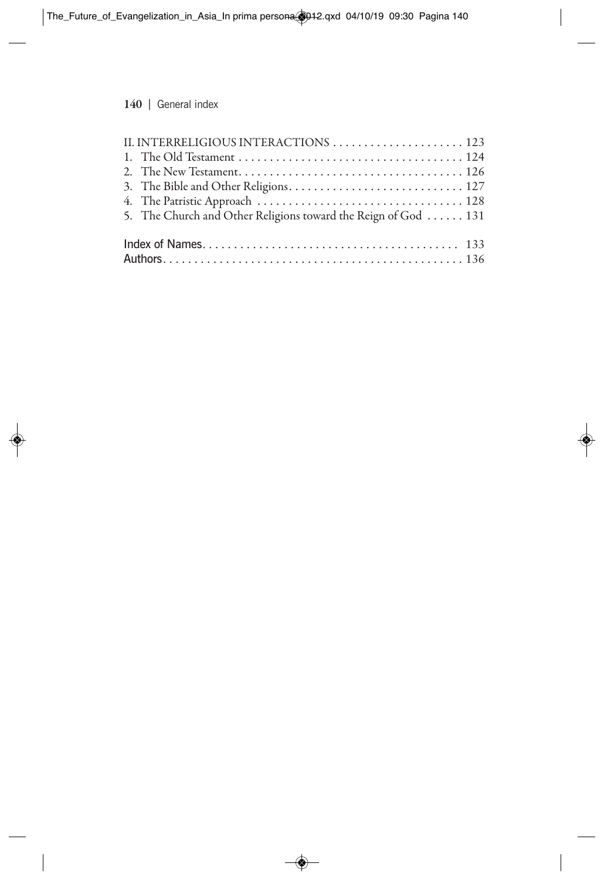II. INTERRELIGIOUS INTERACTIONS . . . . . . . . . . . . . . . . . . . . . 123
1. The Old Testament . . . . . . . . . . . . . . . . . . . . . . . . . . . . . . . . . . . . 124
2. The New Testament. . . . . . . . . . . . . . . . . . . . . . . . . . . . . . . . . . . . 126
3. The Bible and Other Religions. . . . . . . . . . . . . . . . . . . . . . . . . . . . 127
4. The Patristic Approach . . . . . . . . . . . . . . . . . . . . . . . . . . . . . . . . 128
5. The Church and Other Religions toward the Reign of God . . . . . . 131

Index of Names. . . . . . . . . . . . . . . . . . . . . . . . . . . . . . . . . . . . . . . . . 133
Authors. . . . . . . . . . . . . . . . . . . . . . . . . . . . . . . . . . . . . . . . . . . . . . . . 136